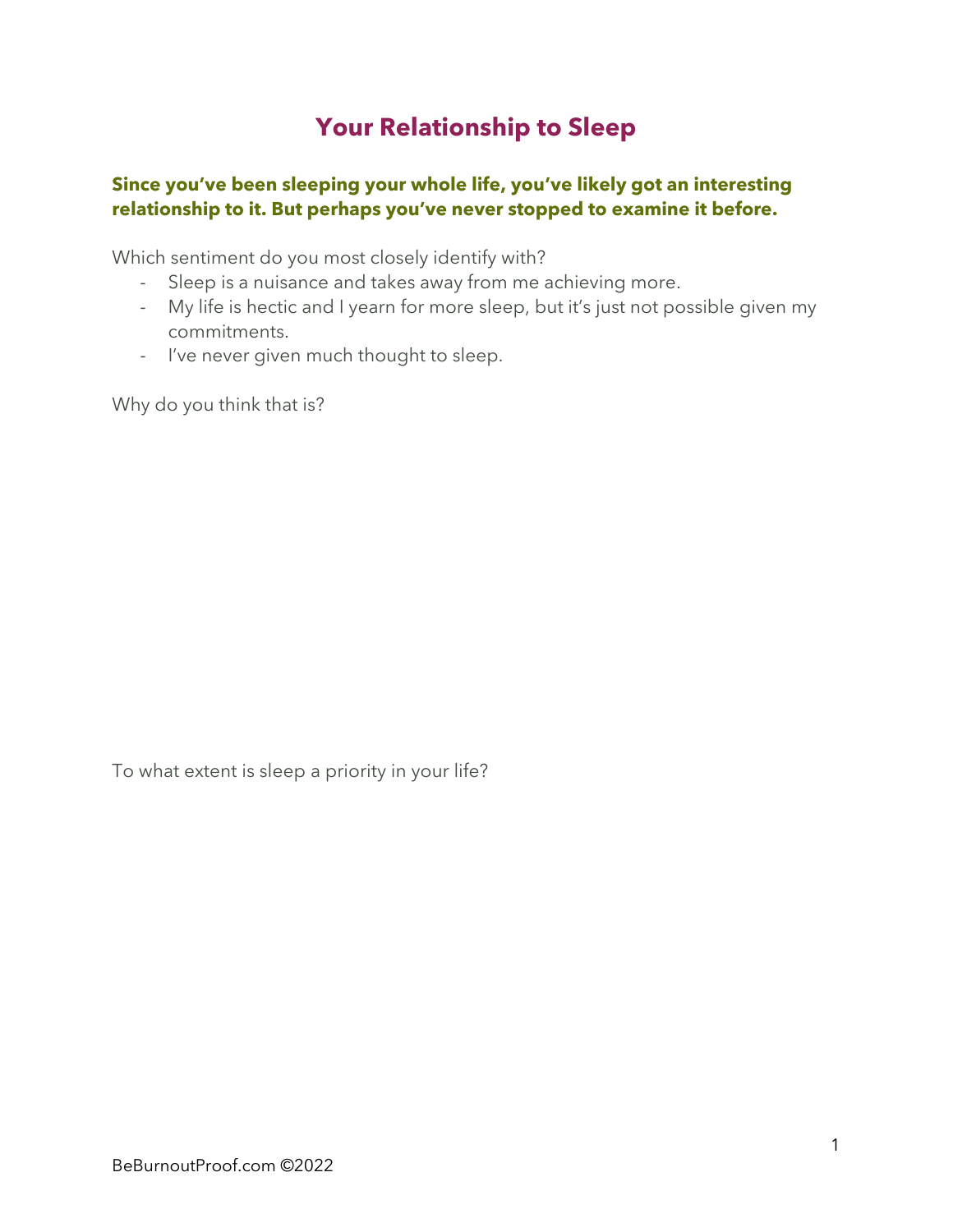# Your Relationship to Sleep

**Since you've been sleeping your whole life, you've likely got an interesting relationship to it. But perhaps you've never stopped to examine it before.**

Which sentiment do you most closely identify with?

- Sleep is a nuisance and takes away from me achieving more.
- My life is hectic and I yearn for more sleep, but it's just not possible given my commitments.
- I've never given much thought to sleep.

Why do you think that is?

To what extent is sleep a priority in your life?

BeBurnoutProof.com ©2022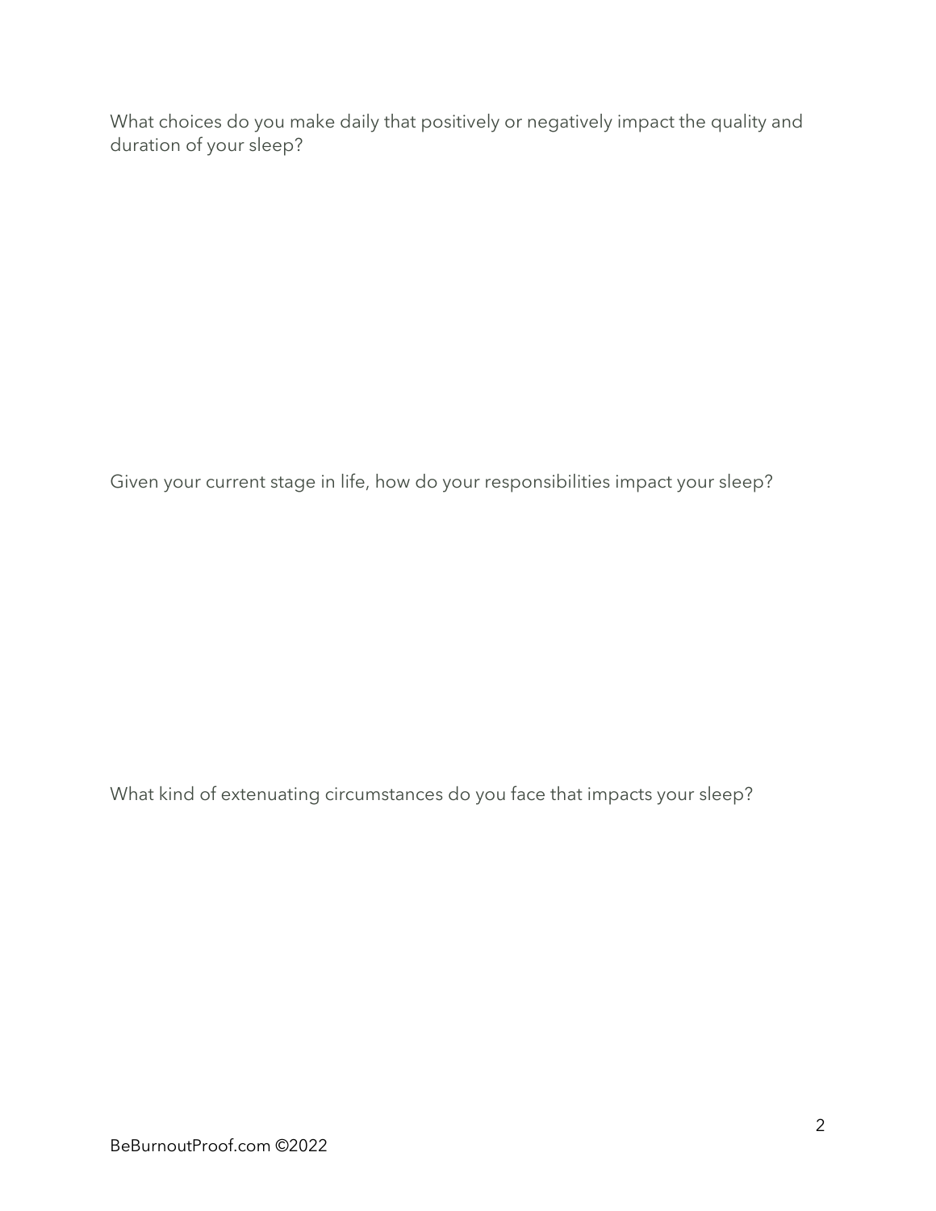What choices do you make daily that positively or negatively impact the quality and duration of your sleep?

Given your current stage in life, how do your responsibilities impact your sleep?

What kind of extenuating circumstances do you face that impacts your sleep?

BeBurnoutProof.com ©2022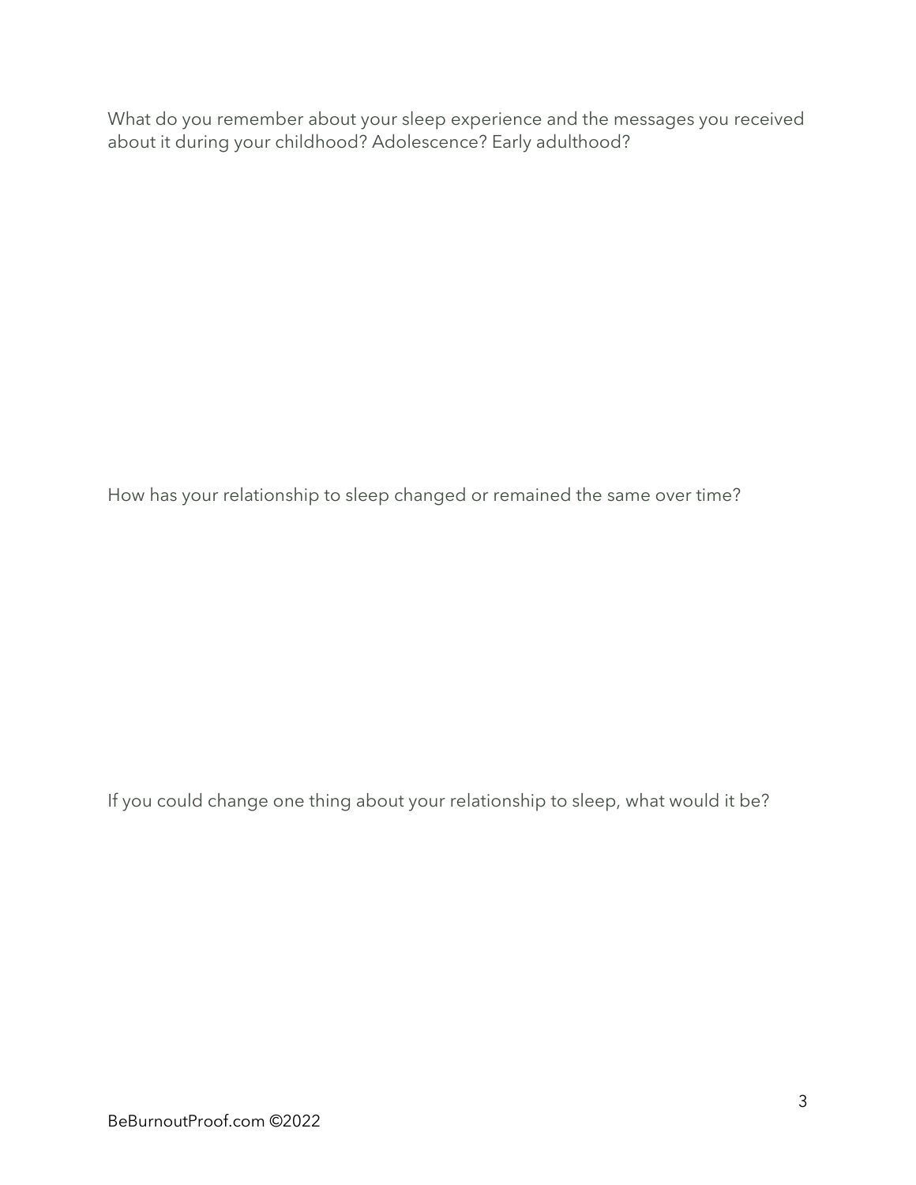What do you remember about your sleep experience and the messages you received about it during your childhood? Adolescence? Early adulthood?

How has your relationship to sleep changed or remained the same over time?

If you could change one thing about your relationship to sleep, what would it be?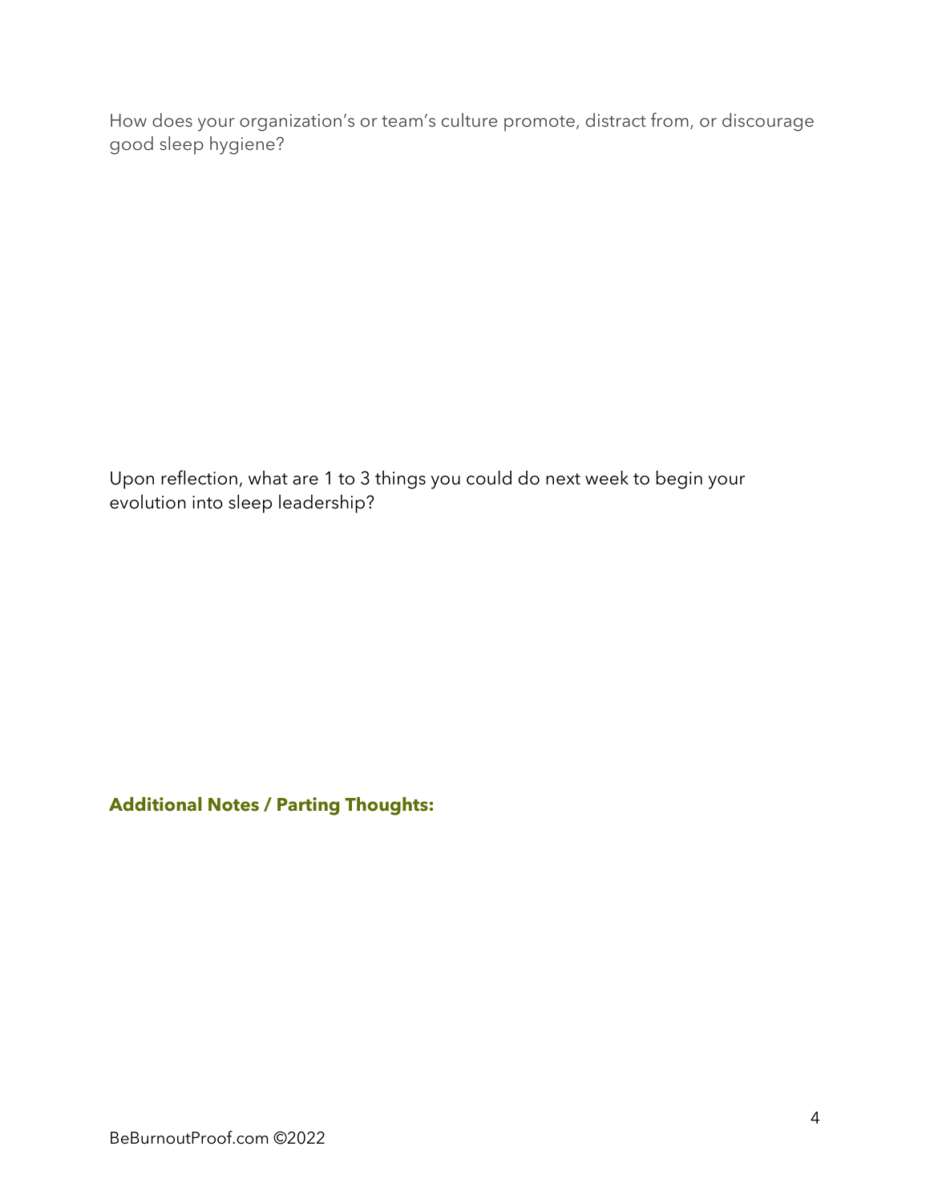How does your organization's or team's culture promote, distract from, or discourage good sleep hygiene?

Upon reflection, what are 1 to 3 things you could do next week to begin your evolution into sleep leadership?

**Additional Notes / Parting Thoughts:**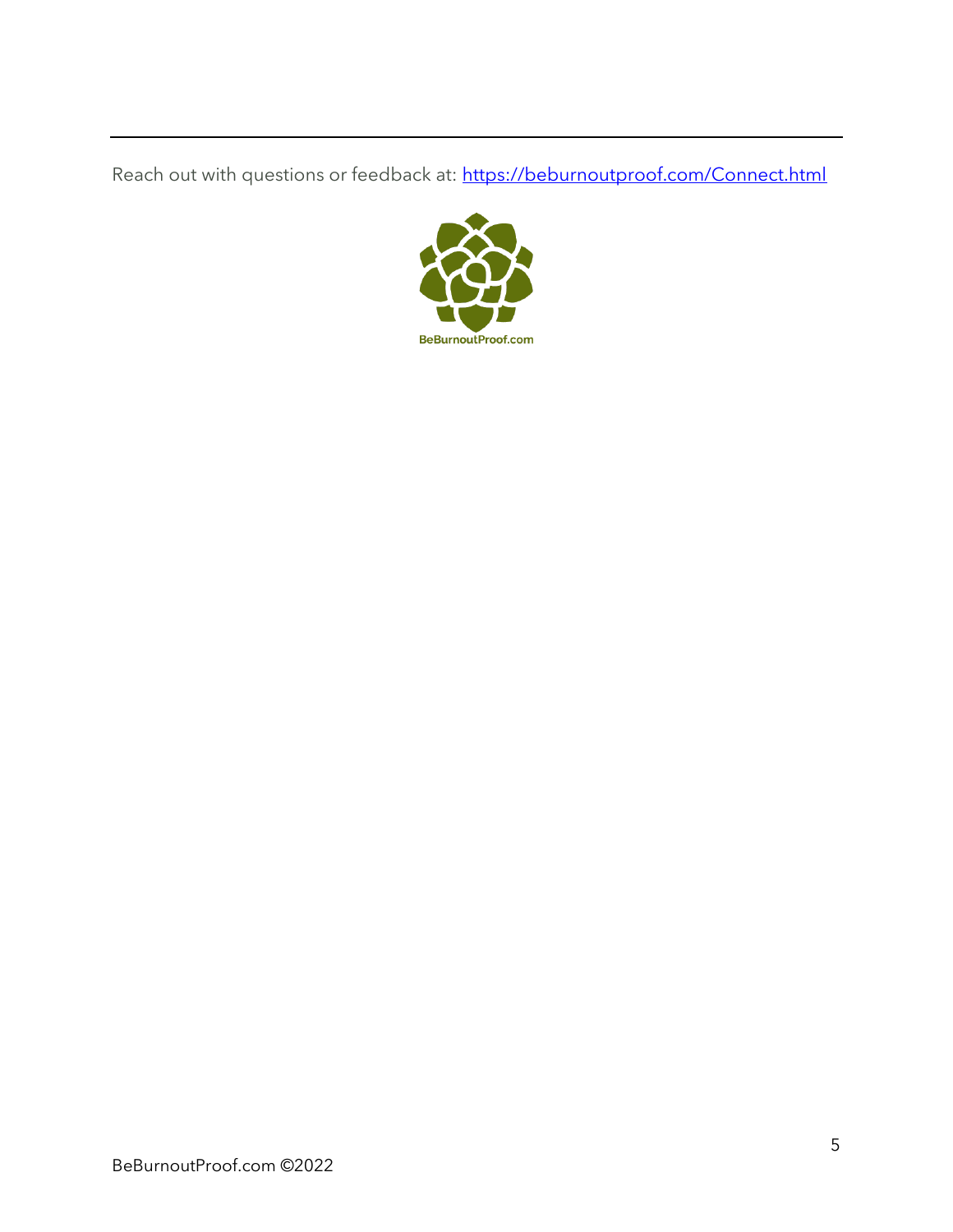---

Reach out with questions or feedback at: [https://beburnoutproof.com/Connect.html](https://beburnoutproof.com/Connect.html)

BeBurnoutProof.com